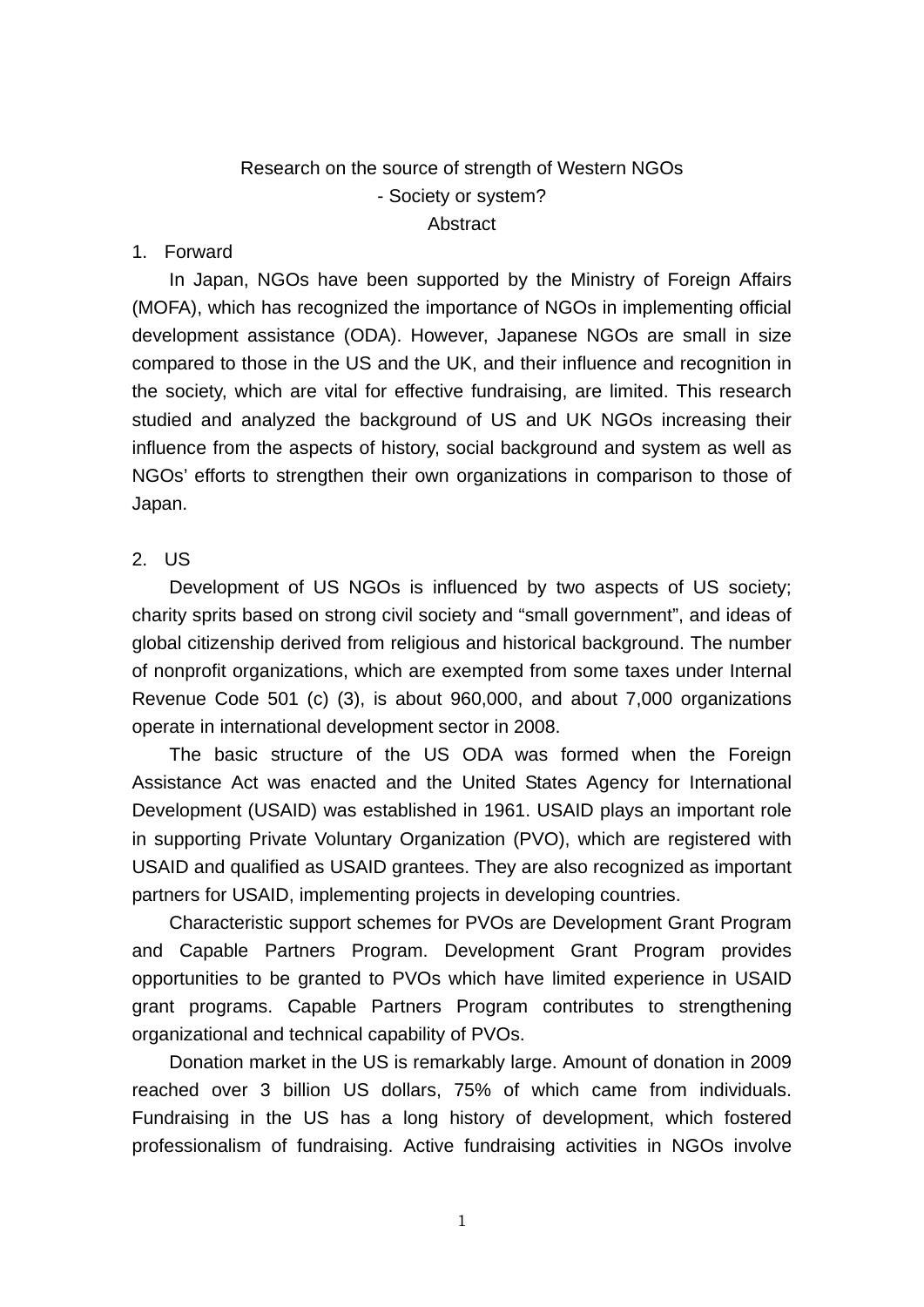# Research on the source of strength of Western NGOs

## - Society or system?

## Abstract

## 1. Forward

In Japan, NGOs have been supported by the Ministry of Foreign Affairs (MOFA), which has recognized the importance of NGOs in implementing official development assistance (ODA). However, Japanese NGOs are small in size compared to those in the US and the UK, and their influence and recognition in the society, which are vital for effective fundraising, are limited. This research studied and analyzed the background of US and UK NGOs increasing their influence from the aspects of history, social background and system as well as NGOs' efforts to strengthen their own organizations in comparison to those of Japan.

## 2. US

Development of US NGOs is influenced by two aspects of US society; charity sprits based on strong civil society and "small government", and ideas of global citizenship derived from religious and historical background. The number of nonprofit organizations, which are exempted from some taxes under Internal Revenue Code 501 (c) (3), is about 960,000, and about 7,000 organizations operate in international development sector in 2008.

The basic structure of the US ODA was formed when the Foreign Assistance Act was enacted and the United States Agency for International Development (USAID) was established in 1961. USAID plays an important role in supporting Private Voluntary Organization (PVO), which are registered with USAID and qualified as USAID grantees. They are also recognized as important partners for USAID, implementing projects in developing countries.

Characteristic support schemes for PVOs are Development Grant Program and Capable Partners Program. Development Grant Program provides opportunities to be granted to PVOs which have limited experience in USAID grant programs. Capable Partners Program contributes to strengthening organizational and technical capability of PVOs.

Donation market in the US is remarkably large. Amount of donation in 2009 reached over 3 billion US dollars, 75% of which came from individuals. Fundraising in the US has a long history of development, which fostered professionalism of fundraising. Active fundraising activities in NGOs involve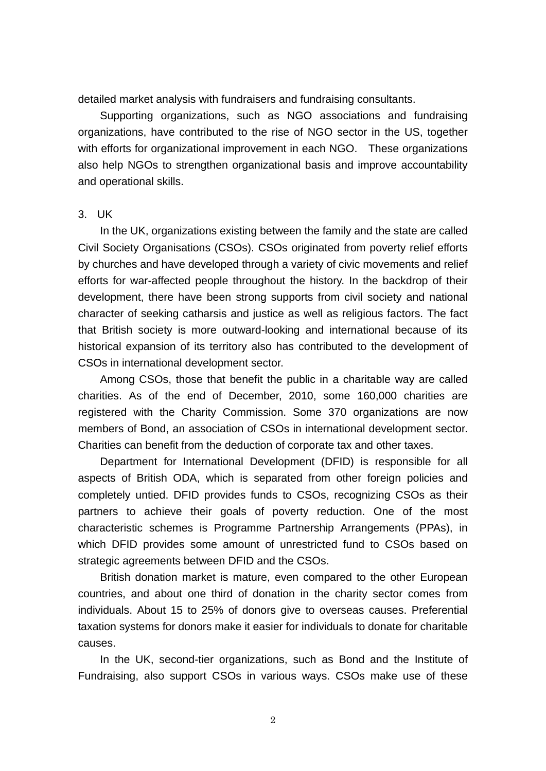detailed market analysis with fundraisers and fundraising consultants.

Supporting organizations, such as NGO associations and fundraising organizations, have contributed to the rise of NGO sector in the US, together with efforts for organizational improvement in each NGO. These organizations also help NGOs to strengthen organizational basis and improve accountability and operational skills.

## 3. UK

In the UK, organizations existing between the family and the state are called Civil Society Organisations (CSOs). CSOs originated from poverty relief efforts by churches and have developed through a variety of civic movements and relief efforts for war-affected people throughout the history. In the backdrop of their development, there have been strong supports from civil society and national character of seeking catharsis and justice as well as religious factors. The fact that British society is more outward-looking and international because of its historical expansion of its territory also has contributed to the development of CSOs in international development sector.

Among CSOs, those that benefit the public in a charitable way are called charities. As of the end of December, 2010, some 160,000 charities are registered with the Charity Commission. Some 370 organizations are now members of Bond, an association of CSOs in international development sector. Charities can benefit from the deduction of corporate tax and other taxes.

Department for International Development (DFID) is responsible for all aspects of British ODA, which is separated from other foreign policies and completely untied. DFID provides funds to CSOs, recognizing CSOs as their partners to achieve their goals of poverty reduction. One of the most characteristic schemes is Programme Partnership Arrangements (PPAs), in which DFID provides some amount of unrestricted fund to CSOs based on strategic agreements between DFID and the CSOs.

British donation market is mature, even compared to the other European countries, and about one third of donation in the charity sector comes from individuals. About 15 to 25% of donors give to overseas causes. Preferential taxation systems for donors make it easier for individuals to donate for charitable causes.

In the UK, second-tier organizations, such as Bond and the Institute of Fundraising, also support CSOs in various ways. CSOs make use of these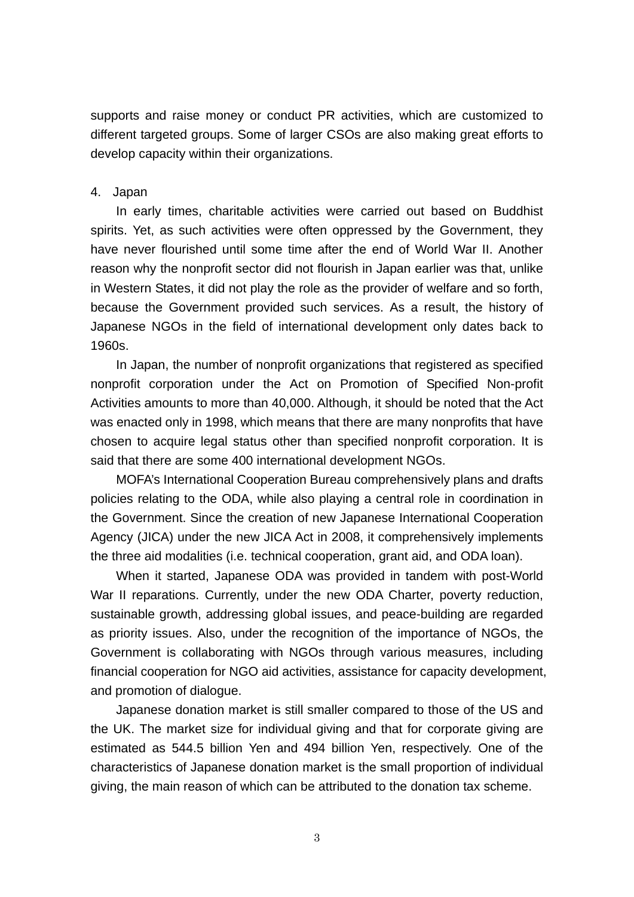supports and raise money or conduct PR activities, which are customized to different targeted groups. Some of larger CSOs are also making great efforts to develop capacity within their organizations.

4. Japan

In early times, charitable activities were carried out based on Buddhist spirits. Yet, as such activities were often oppressed by the Government, they have never flourished until some time after the end of World War II. Another reason why the nonprofit sector did not flourish in Japan earlier was that, unlike in Western States, it did not play the role as the provider of welfare and so forth, because the Government provided such services. As a result, the history of Japanese NGOs in the field of international development only dates back to 1960s.

In Japan, the number of nonprofit organizations that registered as specified nonprofit corporation under the Act on Promotion of Specified Non-profit Activities amounts to more than 40,000. Although, it should be noted that the Act was enacted only in 1998, which means that there are many nonprofits that have chosen to acquire legal status other than specified nonprofit corporation. It is said that there are some 400 international development NGOs.

MOFA's International Cooperation Bureau comprehensively plans and drafts policies relating to the ODA, while also playing a central role in coordination in the Government. Since the creation of new Japanese International Cooperation Agency (JICA) under the new JICA Act in 2008, it comprehensively implements the three aid modalities (i.e. technical cooperation, grant aid, and ODA loan).

When it started, Japanese ODA was provided in tandem with post-World War II reparations. Currently, under the new ODA Charter, poverty reduction, sustainable growth, addressing global issues, and peace-building are regarded as priority issues. Also, under the recognition of the importance of NGOs, the Government is collaborating with NGOs through various measures, including financial cooperation for NGO aid activities, assistance for capacity development, and promotion of dialogue.

Japanese donation market is still smaller compared to those of the US and the UK. The market size for individual giving and that for corporate giving are estimated as 544.5 billion Yen and 494 billion Yen, respectively. One of the characteristics of Japanese donation market is the small proportion of individual giving, the main reason of which can be attributed to the donation tax scheme.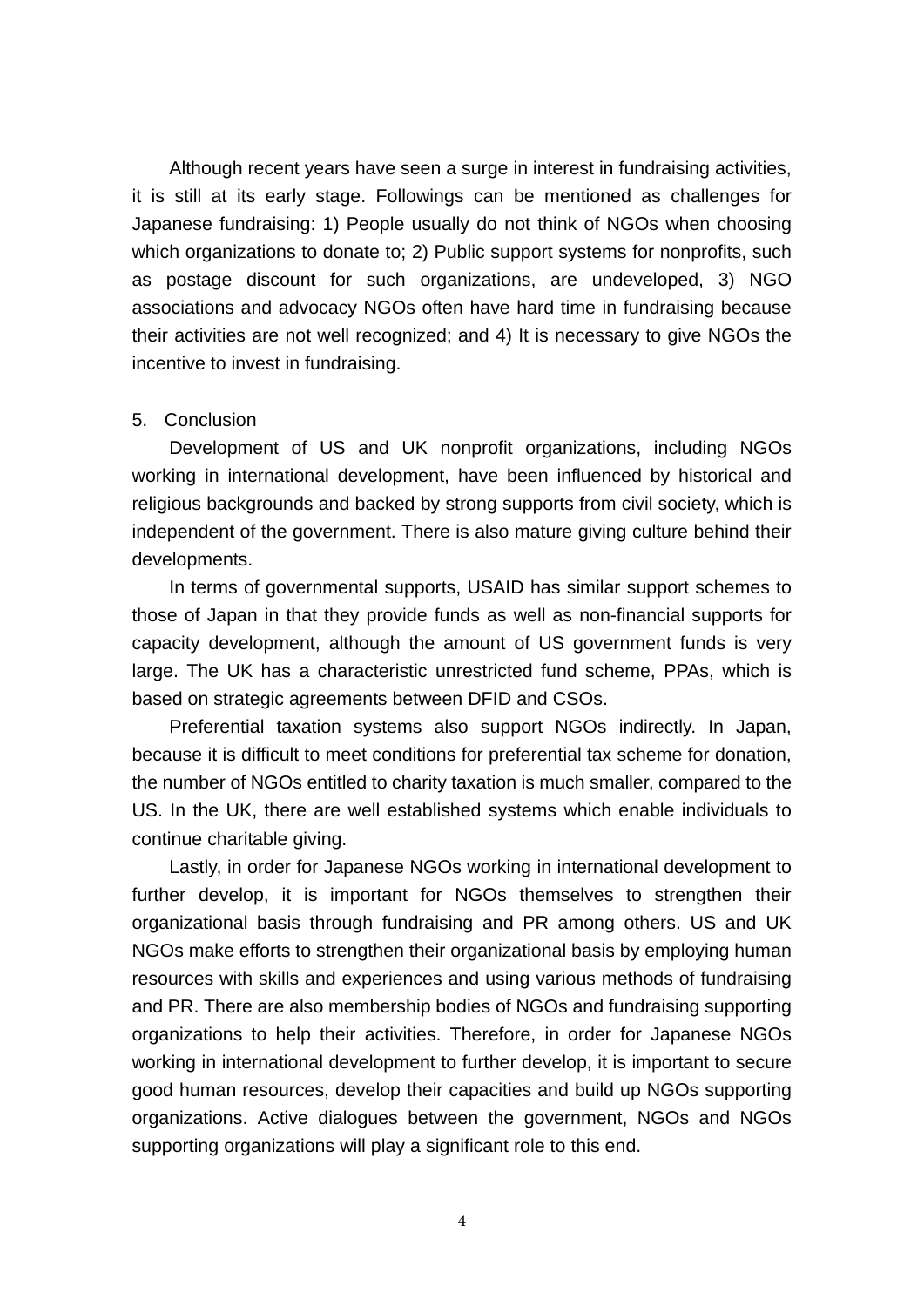Although recent years have seen a surge in interest in fundraising activities, it is still at its early stage. Followings can be mentioned as challenges for Japanese fundraising: 1) People usually do not think of NGOs when choosing which organizations to donate to; 2) Public support systems for nonprofits, such as postage discount for such organizations, are undeveloped, 3) NGO associations and advocacy NGOs often have hard time in fundraising because their activities are not well recognized; and 4) It is necessary to give NGOs the incentive to invest in fundraising.

## 5. Conclusion

Development of US and UK nonprofit organizations, including NGOs working in international development, have been influenced by historical and religious backgrounds and backed by strong supports from civil society, which is independent of the government. There is also mature giving culture behind their developments.

In terms of governmental supports, USAID has similar support schemes to those of Japan in that they provide funds as well as non-financial supports for capacity development, although the amount of US government funds is very large. The UK has a characteristic unrestricted fund scheme, PPAs, which is based on strategic agreements between DFID and CSOs.

Preferential taxation systems also support NGOs indirectly. In Japan, because it is difficult to meet conditions for preferential tax scheme for donation, the number of NGOs entitled to charity taxation is much smaller, compared to the US. In the UK, there are well established systems which enable individuals to continue charitable giving.

Lastly, in order for Japanese NGOs working in international development to further develop, it is important for NGOs themselves to strengthen their organizational basis through fundraising and PR among others. US and UK NGOs make efforts to strengthen their organizational basis by employing human resources with skills and experiences and using various methods of fundraising and PR. There are also membership bodies of NGOs and fundraising supporting organizations to help their activities. Therefore, in order for Japanese NGOs working in international development to further develop, it is important to secure good human resources, develop their capacities and build up NGOs supporting organizations. Active dialogues between the government, NGOs and NGOs supporting organizations will play a significant role to this end.